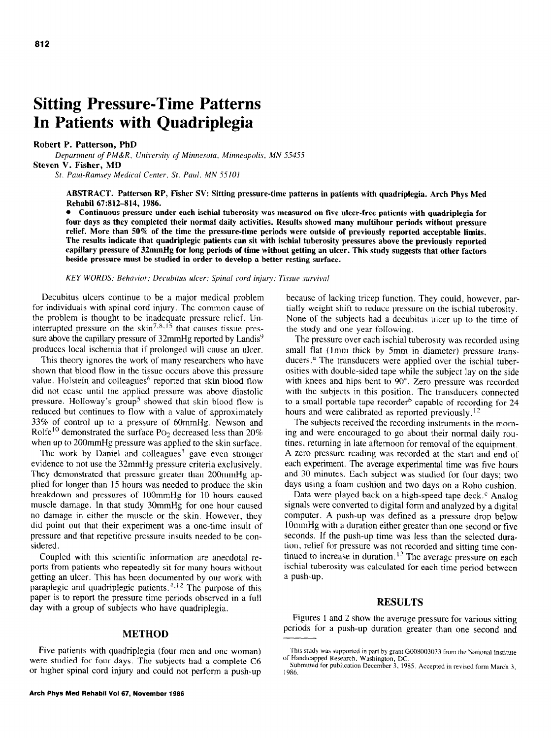# Sitting Pressure-Time Patterns In Patients with Quadriplegia

**Robert P. Patterson, PhD**

*Department of PM&R, University of Minnesota, Minneapolis, MN 55455*

**Steven V. Fisher, MD**

*St. Paul-Ramsey Medical Center, St. Paul, MN 55101*

**ABSTRACT. Patterson RP, Fisher SV: Sitting pressure-time patterns in patients with quadriplegia. Arch Phys Med Rehabil 67:812–814, 1986.**

**• Continuous pressure under each ischial tuberosity was measured on five ulcer-free patients with quadriplegia for four days as they completed their normal daily activities. Results showed many multihour periods without pressure relief. More than 50% of the time the pressure-time periods were outside of previously reported acceptable limits. The results indicate that quadriplegic patients can sit with ischial tuberosity pressures above the previously reported capillary pressure of 32mmHg for long periods of time without getting an ulcer. This study suggests that other factors beside pressure must be studied in order to develop a better resting surface.**

*KEY WORDS: Behavior; Decubitus ulcer; Spinal cord injury; Tissue survival*

Decubitus ulcers continue to be a major medical problem for individuals with spinal cord injury. The common cause of the problem is thought to be inadequate pressure relief. Uninterrupted pressure on the skin[7,8,15] that causes tissue pressure above the capillary pressure of 32mmHg reported by Landis[9] produces local ischemia that if prolonged will cause an ulcer.

This theory ignores the work of many researchers who have shown that blood flow in the tissue occurs above this pressure value. Holstein and colleagues[6] reported that skin blood flow did not cease until the applied pressure was above diastolic pressure. Holloway's group[5] showed that skin blood flow is reduced but continues to flow with a value of approximately 33% of control up to a pressure of 60mmHg. Newson and Rolfe[10] demonstrated the surface $Po_2$ decreased less than 20% when up to 200mmHg pressure was applied to the skin surface.

The work by Daniel and colleagues[3] gave even stronger evidence to not use the 32mmHg pressure criteria exclusively. They demonstrated that pressure greater than 200mmHg applied for longer than 15 hours was needed to produce the skin breakdown and pressures of 100mmHg for 10 hours caused muscle damage. In that study 30mmHg for one hour caused no damage in either the muscle or the skin. However, they did point out that their experiment was a one-time insult of pressure and that repetitive pressure insults needed to be considered.

Coupled with this scientific information are anecdotal reports from patients who repeatedly sit for many hours without getting an ulcer. This has been documented by our work with paraplegic and quadriplegic patients.[4,12] The purpose of this paper is to report the pressure time periods observed in a full day with a group of subjects who have quadriplegia.

## METHOD

Five patients with quadriplegia (four men and one woman) were studied for four days. The subjects had a complete C6 or higher spinal cord injury and could not perform a push-up because of lacking tricep function. They could, however, partially weight shift to reduce pressure on the ischial tuberosity. None of the subjects had a decubitus ulcer up to the time of the study and one year following.

The pressure over each ischial tuberosity was recorded using small flat (1mm thick by 5mm in diameter) pressure transducers.[a] The transducers were applied over the ischial tuberosities with double-sided tape while the subject lay on the side with knees and hips bent to 90°. Zero pressure was recorded with the subjects in this position. The transducers connected to a small portable tape recorder[b] capable of recording for 24 hours and were calibrated as reported previously.[12]

The subjects received the recording instruments in the morning and were encouraged to go about their normal daily routines, returning in late afternoon for removal of the equipment. A zero pressure reading was recorded at the start and end of each experiment. The average experimental time was five hours and 30 minutes. Each subject was studied for four days; two days using a foam cushion and two days on a Roho cushion.

Data were played back on a high-speed tape deck.[c] Analog signals were converted to digital form and analyzed by a digital computer. A push-up was defined as a pressure drop below 10mmHg with a duration either greater than one second or five seconds. If the push-up time was less than the selected duration, relief for pressure was not recorded and sitting time continued to increase in duration.[12] The average pressure on each ischial tuberosity was calculated for each time period between a push-up.

## RESULTS

Figures 1 and 2 show the average pressure for various sitting periods for a push-up duration greater than one second and

---

This study was supported in part by grant G008003033 from the National Institute of Handicapped Research, Washington, DC.

Submitted for publication December 3, 1985. Accepted in revised form March 3, 1986.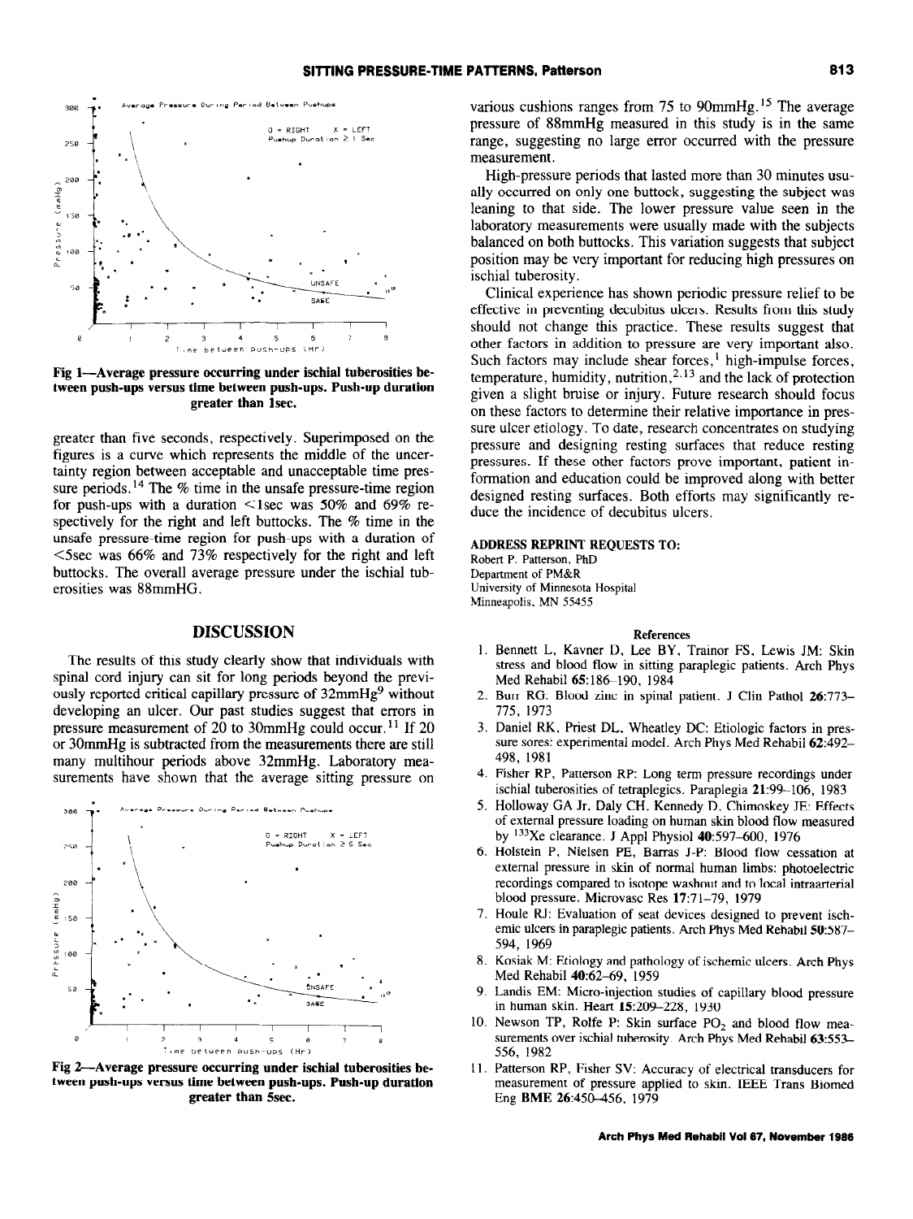Fig 1—Average pressure occurring under ischial tuberosities between push-ups versus time between push-ups. Push-up duration greater than 1sec.

greater than five seconds, respectively. Superimposed on the figures is a curve which represents the middle of the uncertainty region between acceptable and unacceptable time pressure periods.[14] The % time in the unsafe pressure-time region for push-ups with a duration <1sec was 50% and 69% respectively for the right and left buttocks. The % time in the unsafe pressure-time region for push-ups with a duration of <5sec was 66% and 73% respectively for the right and left buttocks. The overall average pressure under the ischial tuberosities was 88mmHG.

## DISCUSSION

The results of this study clearly show that individuals with spinal cord injury can sit for long periods beyond the previously reported critical capillary pressure of 32mmHg[9] without developing an ulcer. Our past studies suggest that errors in pressure measurement of 20 to 30mmHg could occur.[11] If 20 or 30mmHg is subtracted from the measurements there are still many multihour periods above 32mmHg. Laboratory measurements have shown that the average sitting pressure on

Fig 2—Average pressure occurring under ischial tuberosities between push-ups versus time between push-ups. Push-up duration greater than 5sec.

various cushions ranges from 75 to 90mmHg.[15] The average pressure of 88mmHg measured in this study is in the same range, suggesting no large error occurred with the pressure measurement.

High-pressure periods that lasted more than 30 minutes usually occurred on only one buttock, suggesting the subject was leaning to that side. The lower pressure value seen in the laboratory measurements were usually made with the subjects balanced on both buttocks. This variation suggests that subject position may be very important for reducing high pressures on ischial tuberosity.

Clinical experience has shown periodic pressure relief to be effective in preventing decubitus ulcers. Results from this study should not change this practice. These results suggest that other factors in addition to pressure are very important also. Such factors may include shear forces,[1] high-impulse forces, temperature, humidity, nutrition,[2,13] and the lack of protection given a slight bruise or injury. Future research should focus on these factors to determine their relative importance in pressure ulcer etiology. To date, research concentrates on studying pressure and designing resting surfaces that reduce resting pressures. If these other factors prove important, patient information and education could be improved along with better designed resting surfaces. Both efforts may significantly reduce the incidence of decubitus ulcers.

**ADDRESS REPRINT REQUESTS TO:**
Robert P. Patterson, PhD
Department of PM&R
University of Minnesota Hospital
Minneapolis, MN 55455

### References

1. Bennett L, Kavner D, Lee BY, Trainor FS, Lewis JM: Skin stress and blood flow in sitting paraplegic patients. Arch Phys Med Rehabil **65**:186–190, 1984
2. Burr RG. Blood zinc in spinal patient. J Clin Pathol **26**:773–775, 1973
3. Daniel RK, Priest DL, Wheatley DC: Etiologic factors in pressure sores: experimental model. Arch Phys Med Rehabil **62**:492–498, 1981
4. Fisher RP, Patterson RP: Long term pressure recordings under ischial tuberosities of tetraplegics. Paraplegia **21**:99–106, 1983
5. Holloway GA Jr, Daly CH, Kennedy D, Chimoskey JE: Effects of external pressure loading on human skin blood flow measured by $^{133}$Xe clearance. J Appl Physiol **40**:597–600, 1976
6. Holstein P, Nielsen PE, Barras J-P: Blood flow cessation at external pressure in skin of normal human limbs: photoelectric recordings compared to isotope washout and to local intraarterial blood pressure. Microvasc Res **17**:71–79, 1979
7. Houle RJ: Evaluation of seat devices designed to prevent ischemic ulcers in paraplegic patients. Arch Phys Med Rehabil **50**:587–594, 1969
8. Kosiak M: Etiology and pathology of ischemic ulcers. Arch Phys Med Rehabil **40**:62–69, 1959
9. Landis EM: Micro-injection studies of capillary blood pressure in human skin. Heart **15**:209–228, 1930
10. Newson TP, Rolfe P: Skin surface $PO_2$ and blood flow measurements over ischial tuberosity. Arch Phys Med Rehabil **63**:553–556, 1982
11. Patterson RP, Fisher SV: Accuracy of electrical transducers for measurement of pressure applied to skin. IEEE Trans Biomed Eng **BME 26**:450–456, 1979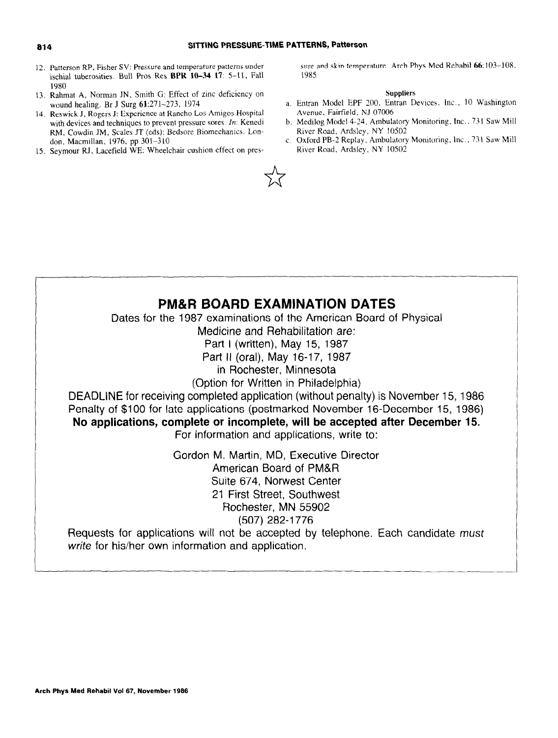12. Patterson RP, Fisher SV: Pressure and temperature patterns under ischial tuberosities. Bull Pros Res **BPR 10–34 17**: 5–11, Fall 1980
13. Rahmat A, Norman JN, Smith G: Effect of zinc deficiency on wound healing. Br J Surg **61**:271–273, 1974
14. Reswick J, Rogers J: Experience at Rancho Los Amigos Hospital with devices and techniques to prevent pressure sores. *In*: Kenedi RM, Cowdin JM, Scales JT (eds): Bedsore Biomechanics. London, Macmillan, 1976, pp 301–310
15. Seymour RJ, Lacefield WE: Wheelchair cushion effect on pressure and skin temperature. Arch Phys Med Rehabil **66**:103–108, 1985

### Suppliers

a. Entran Model EPF 200, Entran Devices, Inc., 10 Washington Avenue, Fairfield, NJ 07006
b. Medilog Model 4-24, Ambulatory Monitoring, Inc., 731 Saw Mill River Road, Ardsley, NY 10502
c. Oxford PB-2 Replay, Ambulatory Monitoring, Inc., 731 Saw Mill River Road, Ardsley, NY 10502

☆

## PM&R BOARD EXAMINATION DATES

Dates for the 1987 examinations of the American Board of Physical Medicine and Rehabilitation are:

Part I (written), May 15, 1987

Part II (oral), May 16-17, 1987

in Rochester, Minnesota

(Option for Written in Philadelphia)

DEADLINE for receiving completed application (without penalty) is November 15, 1986

Penalty of $100 for late applications (postmarked November 16-December 15, 1986)

**No applications, complete or incomplete, will be accepted after December 15.**

For information and applications, write to:

Gordon M. Martin, MD, Executive Director
American Board of PM&R
Suite 674, Norwest Center
21 First Street, Southwest
Rochester, MN 55902
(507) 282-1776

Requests for applications will not be accepted by telephone. Each candidate *must write* for his/her own information and application.